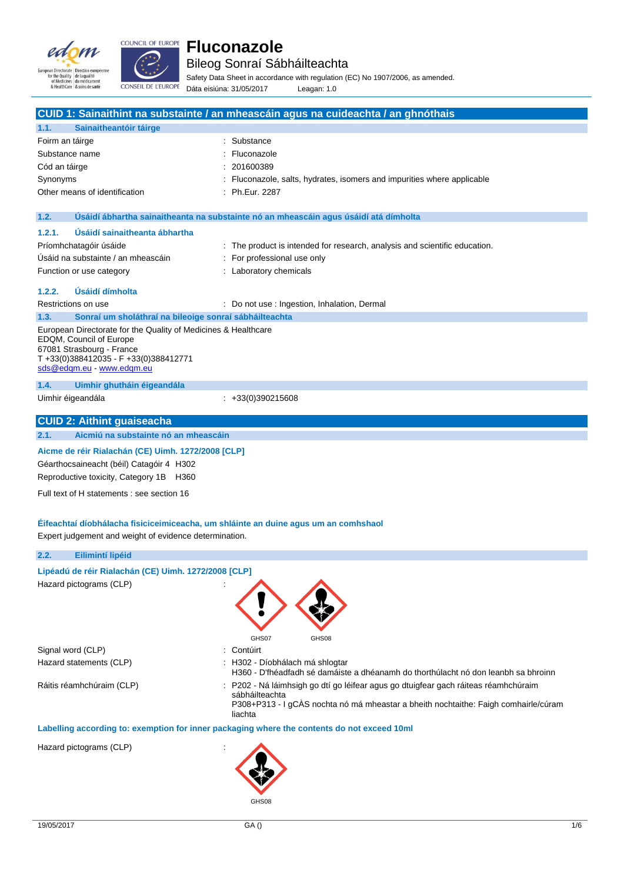# Fluconazole

## Bileog Sonraí Sábháilteachta

Safety Data Sheet in accordance with regulation (EC) No 1907/2006, as amended.

Dáta eisiúna: 31/05/2017 Leagan: 1.0

## CUID 1: Sainaithint na substainte / an mheascáin agus na cuideachta / an ghnóthais

### 1.1. Sainaitheantóir táirge

| | |
|---|---|
| Foirm an táirge | : Substance |
| Substance name | : Fluconazole |
| Cód an táirge | : 201600389 |
| Synonyms | : Fluconazole, salts, hydrates, isomers and impurities where applicable |
| Other means of identification | : Ph.Eur. 2287 |

### 1.2. Úsáidí ábhartha sainaitheanta na substainte nó an mheascáin agus úsáidí atá dímholta

#### 1.2.1. Úsáidí sainaitheanta ábhartha

| | |
|---|---|
| Príomhchatagóir úsáide | : The product is intended for research, analysis and scientific education. |
| Úsáid na substainte / an mheascáin | : For professional use only |
| Function or use category | : Laboratory chemicals |

#### 1.2.2. Úsáidí dímholta

| | |
|---|---|
| Restrictions on use | : Do not use : Ingestion, Inhalation, Dermal |

### 1.3. Sonraí um sholáthraí na bileoige sonraí sábháilteachta

European Directorate for the Quality of Medicines & Healthcare
EDQM, Council of Europe
67081 Strasbourg - France
T +33(0)388412035 - F +33(0)388412771
sds@edqm.eu - www.edqm.eu

### 1.4. Uimhir ghutháin éigeandála

| | |
|---|---|
| Uimhir éigeandála | : +33(0)390215608 |

## CUID 2: Aithint guaiseacha

### 2.1. Aicmiú na substainte nó an mheascáin

**Aicme de réir Rialachán (CE) Uimh. 1272/2008 [CLP]**

Géarthocsaineacht (béil) Catagóir 4 H302

Reproductive toxicity, Category 1B H360

Full text of H statements : see section 16

**Éifeachtaí díobhálacha fisiciceimiceacha, um shláinte an duine agus um an comhshaol**

Expert judgement and weight of evidence determination.

### 2.2. Eilimintí lipéid

**Lipéadú de réir Rialachán (CE) Uimh. 1272/2008 [CLP]**

Hazard pictograms (CLP) :

GHS07 GHS08

| | |
|---|---|
| Signal word (CLP) | : Contúirt |
| Hazard statements (CLP) | : H302 - Díobhálach má shlogtar<br>H360 - D'fhéadfadh sé damáiste a dhéanamh do thorthúlacht nó don leanbh sa bhroinn |
| Ráitis réamhchúraim (CLP) | : P202 - Ná láimhsigh go dtí go léifear agus go dtuigfear gach ráiteas réamhchúraim sábháilteachta<br>P308+P313 - I gCÀS nochta nó má mheastar a bheith nochtaithe: Faigh comhairle/cúram liachta |

**Labelling according to: exemption for inner packaging where the contents do not exceed 10ml**

Hazard pictograms (CLP) :

GHS08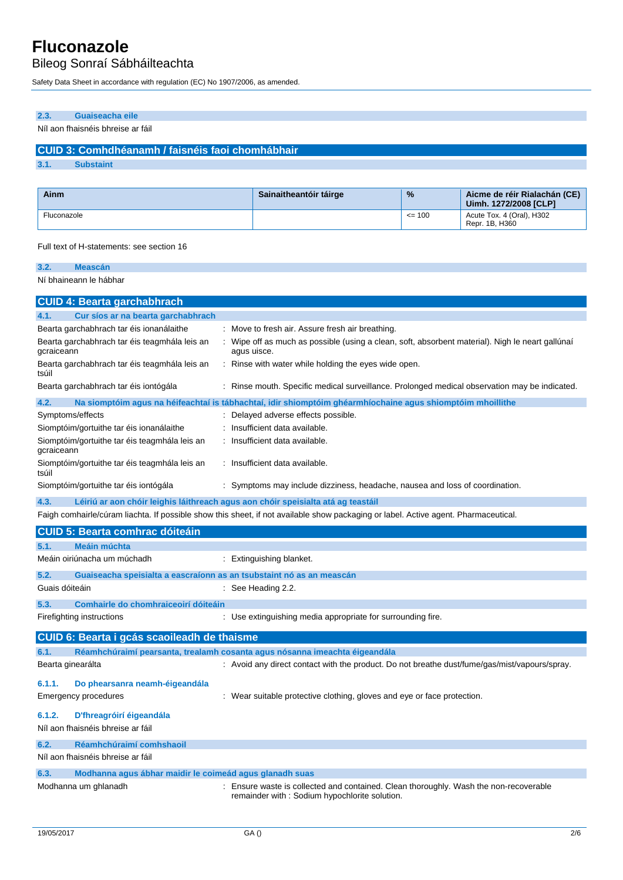### 2.3. Guaiseacha eile

Níl aon fhaisnéis bhreise ar fáil

## CUID 3: Comhdhéanamh / faisnéis faoi chomhábhair

### 3.1. Substaint

| Ainm | Sainaitheantóir táirge | % | Aicme de réir Rialachán (CE) Uimh. 1272/2008 [CLP] |
|---|---|---|---|
| Fluconazole | | <= 100 | Acute Tox. 4 (Oral), H302<br>Repr. 1B, H360 |

Full text of H-statements: see section 16

### 3.2. Meascán

Ní bhaineann le hábhar

## CUID 4: Bearta garchabhrach

### 4.1. Cur síos ar na bearta garchabhrach

Bearta garchabhrach tar éis ionanálaithe : Move to fresh air. Assure fresh air breathing.

Bearta garchabhrach tar éis teagmhála leis an gcraiceann : Wipe off as much as possible (using a clean, soft, absorbent material). Nigh le neart gallúnaí agus uisce.

Bearta garchabhrach tar éis teagmhála leis an tsúil : Rinse with water while holding the eyes wide open.

Bearta garchabhrach tar éis iontógála : Rinse mouth. Specific medical surveillance. Prolonged medical observation may be indicated.

### 4.2. Na siomptóim agus na héifeachtaí is tábhachtaí, idir shiomptóim ghéarmhíochaine agus shiomptóim mhoillithe

Symptoms/effects : Delayed adverse effects possible.

Siomptóim/gortuithe tar éis ionanálaithe : Insufficient data available.

Siomptóim/gortuithe tar éis teagmhála leis an gcraiceann : Insufficient data available.

Siomptóim/gortuithe tar éis teagmhála leis an tsúil : Insufficient data available.

Siomptóim/gortuithe tar éis iontógála : Symptoms may include dizziness, headache, nausea and loss of coordination.

### 4.3. Léiriú ar aon chóir leighis láithreach agus aon chóir speisialta atá ag teastáil

Faigh comhairle/cúram liachta. If possible show this sheet, if not available show packaging or label. Active agent. Pharmaceutical.

## CUID 5: Bearta comhrac dóiteáin

### 5.1. Meáin múchta

Meáin oiriúnacha um múchadh : Extinguishing blanket.

### 5.2. Guaiseacha speisialta a eascraíonn as an tsubstaint nó as an meascán

Guais dóiteáin : See Heading 2.2.

### 5.3. Comhairle do chomhraiceoirí dóiteáin

Firefighting instructions : Use extinguishing media appropriate for surrounding fire.

## CUID 6: Bearta i gcás scaoileadh de thaisme

### 6.1. Réamhchúraimí pearsanta, trealamh cosanta agus nósanna imeachta éigeandála

Bearta ginearálta : Avoid any direct contact with the product. Do not breathe dust/fume/gas/mist/vapours/spray.

#### 6.1.1. Do phearsanra neamh-éigeandála

Emergency procedures : Wear suitable protective clothing, gloves and eye or face protection.

#### 6.1.2. D'fhreagróirí éigeandála

Níl aon fhaisnéis bhreise ar fáil

### 6.2. Réamhchúraimí comhshaoil

Níl aon fhaisnéis bhreise ar fáil

### 6.3. Modhanna agus ábhar maidir le coimeád agus glanadh suas

Modhanna um ghlanadh : Ensure waste is collected and contained. Clean thoroughly. Wash the non-recoverable remainder with : Sodium hypochlorite solution.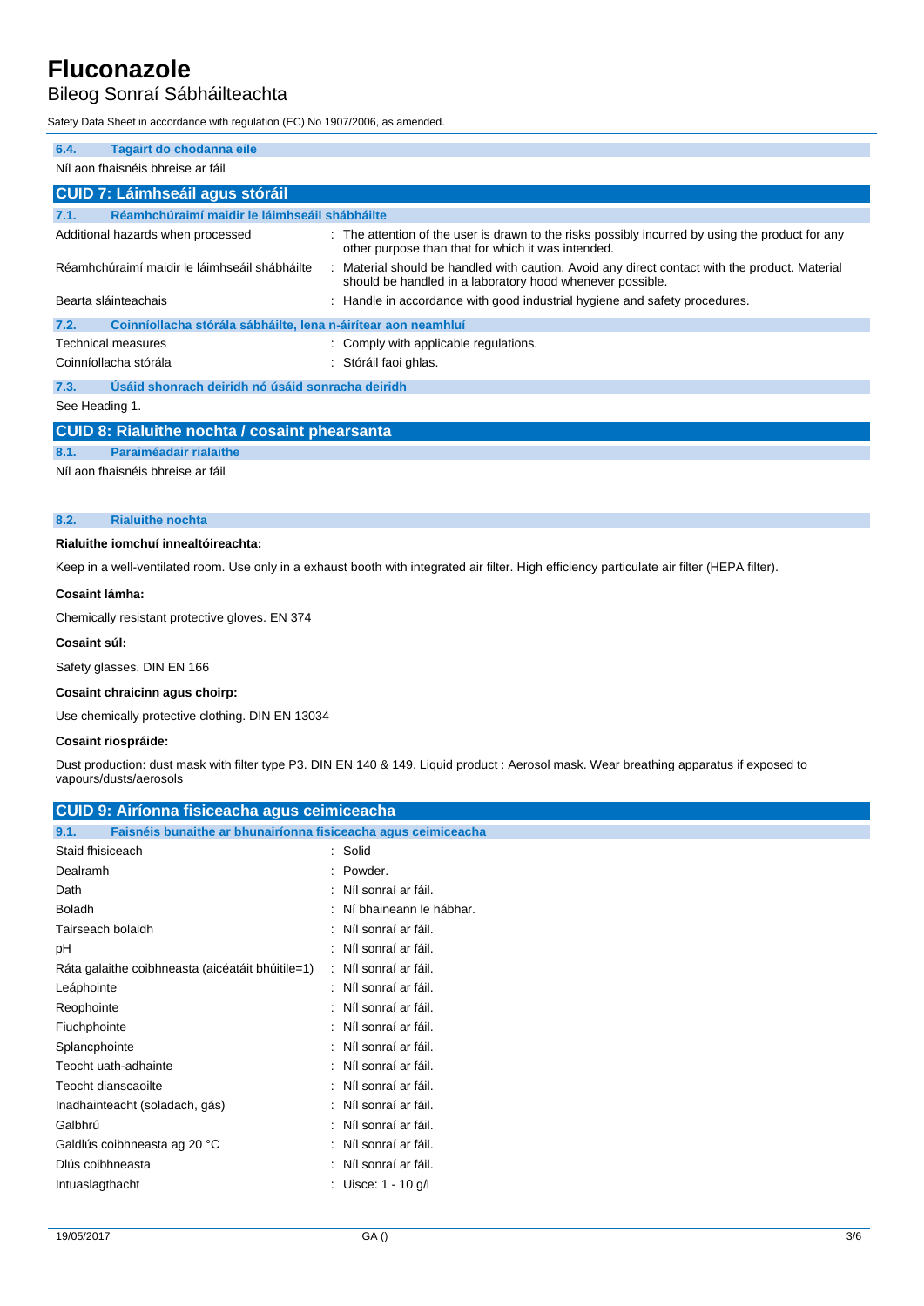### 6.4. Tagairt do chodanna eile

Níl aon fhaisnéis bhreise ar fáil

## CUID 7: Láimhseáil agus stóráil

### 7.1. Réamhchúraimí maidir le láimhseáil shábháilte

| | |
|---|---|
| Additional hazards when processed | : The attention of the user is drawn to the risks possibly incurred by using the product for any other purpose than that for which it was intended. |
| Réamhchúraimí maidir le láimhseáil shábháilte | : Material should be handled with caution. Avoid any direct contact with the product. Material should be handled in a laboratory hood whenever possible. |
| Bearta sláinteachais | : Handle in accordance with good industrial hygiene and safety procedures. |

### 7.2. Coinníollacha stórála sábháilte, lena n-áirítear aon neamhluí

| | |
|---|---|
| Technical measures | : Comply with applicable regulations. |
| Coinníollacha stórála | : Stóráil faoi ghlas. |

### 7.3. Úsáid shonrach deiridh nó úsáid sonracha deiridh

See Heading 1.

## CUID 8: Rialuithe nochta / cosaint phearsanta

### 8.1. Paraiméadair rialaithe

Níl aon fhaisnéis bhreise ar fáil

### 8.2. Rialuithe nochta

**Rialuithe iomchuí innealtóireachta:**

Keep in a well-ventilated room. Use only in a exhaust booth with integrated air filter. High efficiency particulate air filter (HEPA filter).

**Cosaint lámha:**

Chemically resistant protective gloves. EN 374

**Cosaint súl:**

Safety glasses. DIN EN 166

**Cosaint chraicinn agus choirp:**

Use chemically protective clothing. DIN EN 13034

**Cosaint riospráide:**

Dust production: dust mask with filter type P3. DIN EN 140 & 149. Liquid product : Aerosol mask. Wear breathing apparatus if exposed to vapours/dusts/aerosols

## CUID 9: Airíonna fisiceacha agus ceimiceacha

### 9.1. Faisnéis bunaithe ar bhunairíonna fisiceacha agus ceimiceacha

| | |
|---|---|
| Staid fhisiceach | : Solid |
| Dealramh | : Powder. |
| Dath | : Níl sonraí ar fáil. |
| Boladh | : Ní bhaineann le hábhar. |
| Tairseach bolaidh | : Níl sonraí ar fáil. |
| pH | : Níl sonraí ar fáil. |
| Ráta galaithe coibhneasta (aicéatáit bhúitile=1) | : Níl sonraí ar fáil. |
| Leáphointe | : Níl sonraí ar fáil. |
| Reophointe | : Níl sonraí ar fáil. |
| Fiuchphointe | : Níl sonraí ar fáil. |
| Splancphointe | : Níl sonraí ar fáil. |
| Teocht uath-adhainte | : Níl sonraí ar fáil. |
| Teocht dianscaoilte | : Níl sonraí ar fáil. |
| Inadhainteacht (soladach, gás) | : Níl sonraí ar fáil. |
| Galbhrú | : Níl sonraí ar fáil. |
| Galdlús coibhneasta ag 20 °C | : Níl sonraí ar fáil. |
| Dlús coibhneasta | : Níl sonraí ar fáil. |
| Intuaslagthacht | : Uisce: 1 - 10 g/l |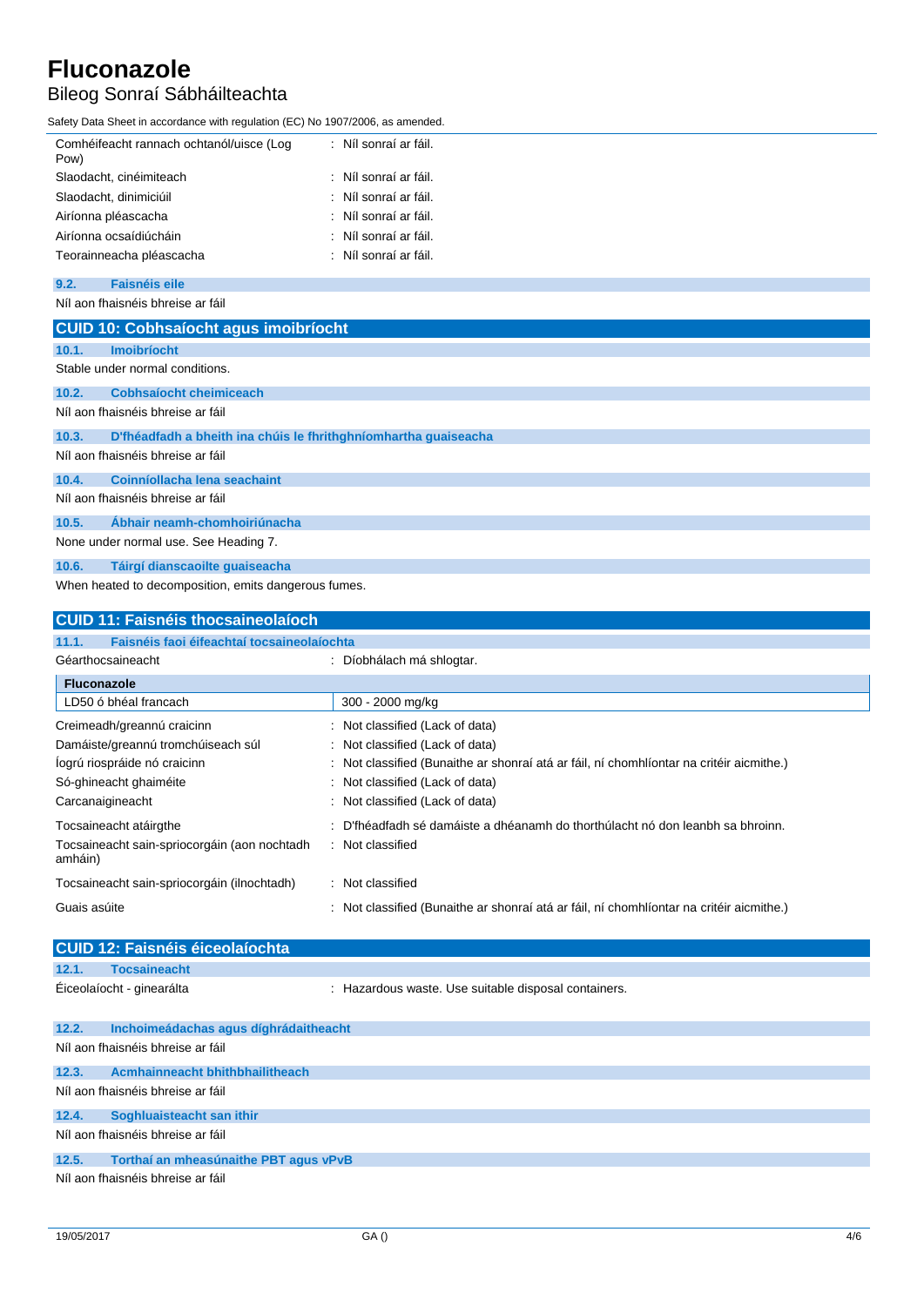| | |
|---|---|
| Comhéifeacht rannach ochtanól/uisce (Log Pow) | : Níl sonraí ar fáil. |
| Slaodacht, cinéimiteach | : Níl sonraí ar fáil. |
| Slaodacht, dinimiciúil | : Níl sonraí ar fáil. |
| Airíonna pléascacha | : Níl sonraí ar fáil. |
| Airíonna ocsaídiúcháin | : Níl sonraí ar fáil. |
| Teorainneacha pléascacha | : Níl sonraí ar fáil. |

### 9.2. Faisnéis eile

Níl aon fhaisnéis bhreise ar fáil

## CUID 10: Cobhsaíocht agus imoibríocht

### 10.1. Imoibríocht

Stable under normal conditions.

### 10.2. Cobhsaíocht cheimiceach

Níl aon fhaisnéis bhreise ar fáil

### 10.3. D'fhéadfadh a bheith ina chúis le frithghníomhartha guaiseacha

Níl aon fhaisnéis bhreise ar fáil

### 10.4. Coinníollacha lena seachaint

Níl aon fhaisnéis bhreise ar fáil

### 10.5. Ábhair neamh-chomhoiriúnacha

None under normal use. See Heading 7.

### 10.6. Táirgí dianscaoilte guaiseacha

When heated to decomposition, emits dangerous fumes.

## CUID 11: Faisnéis thocsaineolaíoch

### 11.1. Faisnéis faoi éifeachtaí tocsaineolaíochta

Géarthocsaineacht : Díobhálach má shlogtar.

| Fluconazole | |
|---|---|
| LD50 ó bhéal francach | 300 - 2000 mg/kg |

| | |
|---|---|
| Creimeadh/greannú craicinn | : Not classified (Lack of data) |
| Damáiste/greannú tromchúiseach súl | : Not classified (Lack of data) |
| Íogrú riospráide nó craicinn | : Not classified (Bunaithe ar shonraí atá ar fáil, ní chomhlíontar na critéir aicmithe.) |
| Só-ghineacht ghaiméite | : Not classified (Lack of data) |
| Carcanaigineacht | : Not classified (Lack of data) |
| Tocsaineacht atáirgthe | : D'fhéadfadh sé damáiste a dhéanamh do thorthúlacht nó don leanbh sa bhroinn. |
| Tocsaineacht sain-spriocorgáin (aon nochtadh amháin) | : Not classified |
| Tocsaineacht sain-spriocorgáin (ilnochtadh) | : Not classified |
| Guais asúite | : Not classified (Bunaithe ar shonraí atá ar fáil, ní chomhlíontar na critéir aicmithe.) |

## CUID 12: Faisnéis éiceolaíochta

### 12.1. Tocsaineacht

Éiceolaíocht - ginearálta : Hazardous waste. Use suitable disposal containers.

### 12.2. Inchoimeádachas agus díghrádaitheacht

Níl aon fhaisnéis bhreise ar fáil

### 12.3. Acmhainneacht bhithbhailitheach

Níl aon fhaisnéis bhreise ar fáil

### 12.4. Soghluaisteacht san ithir

Níl aon fhaisnéis bhreise ar fáil

### 12.5. Torthaí an mheasúnaithe PBT agus vPvB

Níl aon fhaisnéis bhreise ar fáil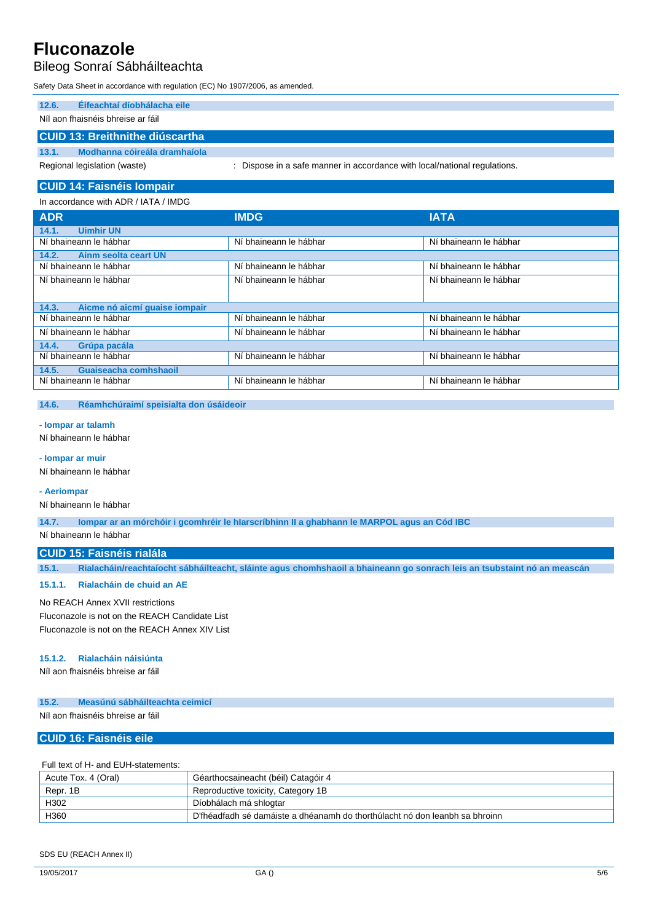# Fluconazole

Bileog Sonraí Sábháilteachta

Safety Data Sheet in accordance with regulation (EC) No 1907/2006, as amended.

### 12.6. Éifeachtaí díobhálacha eile

Níl aon fhaisnéis bhreise ar fáil

## CUID 13: Breithnithe diúscartha

### 13.1. Modhanna cóireála dramhaíola

Regional legislation (waste) : Dispose in a safe manner in accordance with local/national regulations.

## CUID 14: Faisnéis Iompair

In accordance with ADR / IATA / IMDG

| ADR | IMDG | IATA |
|---|---|---|
| **14.1. Uimhir UN** | | |
| Ní bhaineann le hábhar | Ní bhaineann le hábhar | Ní bhaineann le hábhar |
| **14.2. Ainm seolta ceart UN** | | |
| Ní bhaineann le hábhar | Ní bhaineann le hábhar | Ní bhaineann le hábhar |
| Ní bhaineann le hábhar | Ní bhaineann le hábhar | Ní bhaineann le hábhar |
| **14.3. Aicme nó aicmí guaise iompair** | | |
| Ní bhaineann le hábhar | Ní bhaineann le hábhar | Ní bhaineann le hábhar |
| Ní bhaineann le hábhar | Ní bhaineann le hábhar | Ní bhaineann le hábhar |
| **14.4. Grúpa pacála** | | |
| Ní bhaineann le hábhar | Ní bhaineann le hábhar | Ní bhaineann le hábhar |
| **14.5. Guaiseacha comhshaoil** | | |
| Ní bhaineann le hábhar | Ní bhaineann le hábhar | Ní bhaineann le hábhar |

### 14.6. Réamhchúraimí speisialta don úsáideoir

**- Iompar ar talamh**

Ní bhaineann le hábhar

**- Iompar ar muir**

Ní bhaineann le hábhar

**- Aeriompar**

Ní bhaineann le hábhar

### 14.7. Iompar ar an mórchóir i gcomhréir le hIarscríbhinn II a ghabhann le MARPOL agus an Cód IBC

Ní bhaineann le hábhar

## CUID 15: Faisnéis rialála

### 15.1. Rialacháin/reachtaíocht sábháilteacht, sláinte agus chomhshaoil a bhaineann go sonrach leis an tsubstaint nó an meascán

#### 15.1.1. Rialacháin de chuid an AE

No REACH Annex XVII restrictions

Fluconazole is not on the REACH Candidate List

Fluconazole is not on the REACH Annex XIV List

#### 15.1.2. Rialacháin náisiúnta

Níl aon fhaisnéis bhreise ar fáil

### 15.2. Measúnú sábháilteachta ceimicí

Níl aon fhaisnéis bhreise ar fáil

## CUID 16: Faisnéis eile

Full text of H- and EUH-statements:

| | |
|---|---|
| Acute Tox. 4 (Oral) | Géarthocsaineacht (béil) Catagóir 4 |
| Repr. 1B | Reproductive toxicity, Category 1B |
| H302 | Díobhálach má shlogtar |
| H360 | D'fhéadfadh sé damáiste a dhéanamh do thorthúlacht nó don leanbh sa bhroinn |

SDS EU (REACH Annex II)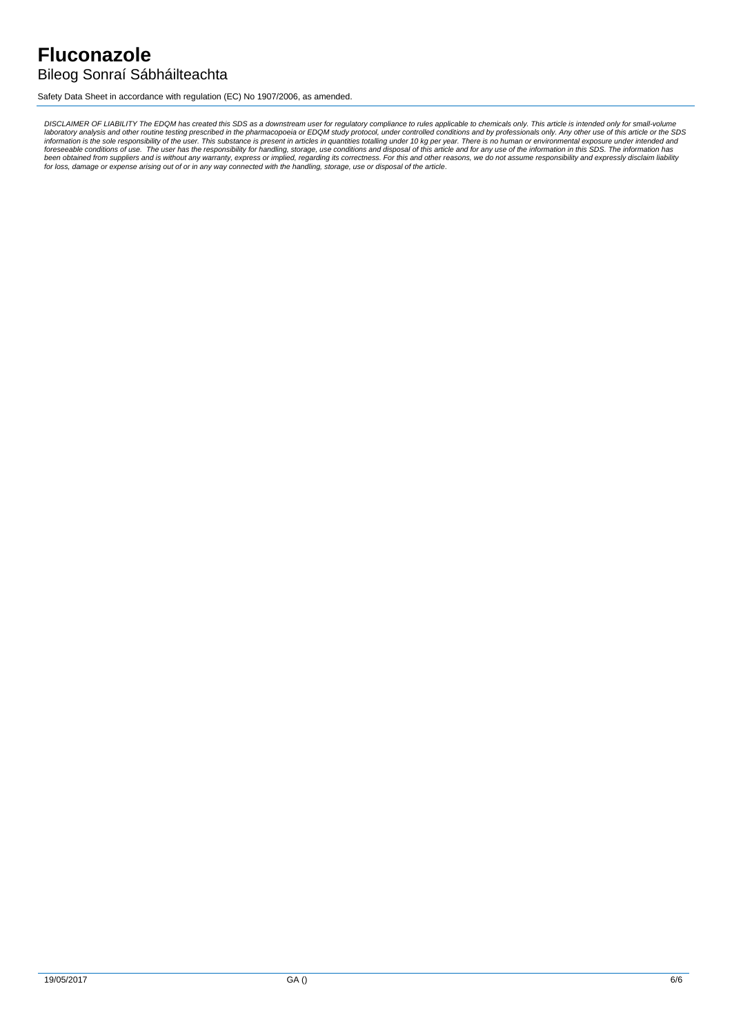*DISCLAIMER OF LIABILITY The EDQM has created this SDS as a downstream user for regulatory compliance to rules applicable to chemicals only. This article is intended only for small-volume laboratory analysis and other routine testing prescribed in the pharmacopoeia or EDQM study protocol, under controlled conditions and by professionals only. Any other use of this article or the SDS information is the sole responsibility of the user. This substance is present in articles in quantities totalling under 10 kg per year. There is no human or environmental exposure under intended and foreseeable conditions of use. The user has the responsibility for handling, storage, use conditions and disposal of this article and for any use of the information in this SDS. The information has been obtained from suppliers and is without any warranty, express or implied, regarding its correctness. For this and other reasons, we do not assume responsibility and expressly disclaim liability for loss, damage or expense arising out of or in any way connected with the handling, storage, use or disposal of the article.*